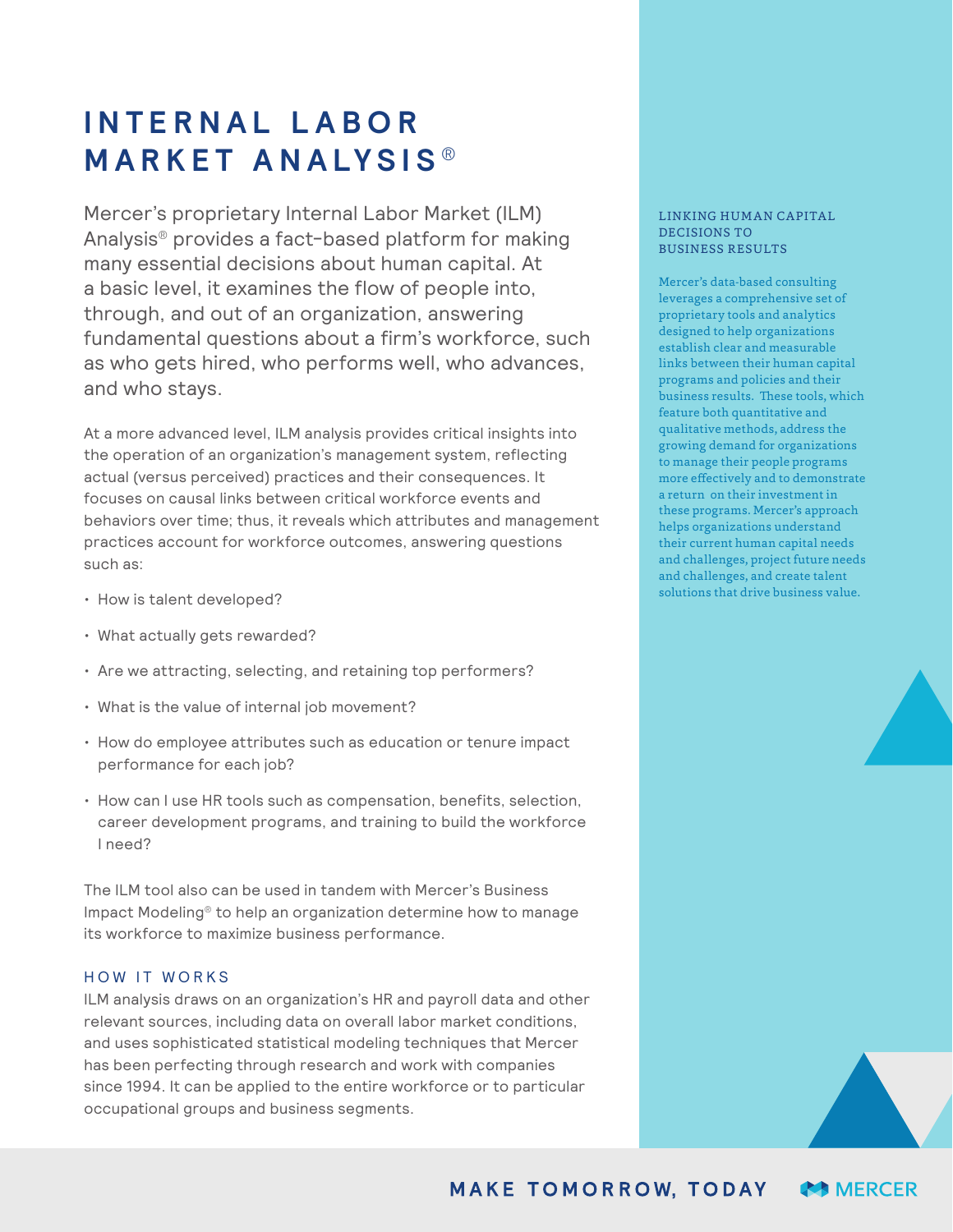# INTERNAL LABOR MARKET ANALYSIS®

Mercer's proprietary Internal Labor Market (ILM) Analysis® provides a fact-based platform for making many essential decisions about human capital. At a basic level, it examines the flow of people into, through, and out of an organization, answering fundamental questions about a firm's workforce, such as who gets hired, who performs well, who advances, and who stays.

At a more advanced level, ILM analysis provides critical insights into the operation of an organization's management system, reflecting actual (versus perceived) practices and their consequences. It focuses on causal links between critical workforce events and behaviors over time; thus, it reveals which attributes and management practices account for workforce outcomes, answering questions such as:

- How is talent developed?
- What actually gets rewarded?
- Are we attracting, selecting, and retaining top performers?
- What is the value of internal job movement?
- How do employee attributes such as education or tenure impact performance for each job?
- How can I use HR tools such as compensation, benefits, selection, career development programs, and training to build the workforce I need?

The ILM tool also can be used in tandem with Mercer's Business Impact Modeling® to help an organization determine how to manage its workforce to maximize business performance.

## HOW IT WORKS

ILM analysis draws on an organization's HR and payroll data and other relevant sources, including data on overall labor market conditions, and uses sophisticated statistical modeling techniques that Mercer has been perfecting through research and work with companies since 1994. It can be applied to the entire workforce or to particular occupational groups and business segments.

### LINKING HUMAN CAPITAL DECISIONS TO BUSINESS RESULTS

Mercer's data-based consulting leverages a comprehensive set of proprietary tools and analytics designed to help organizations establish clear and measurable links between their human capital programs and policies and their business results. These tools, which feature both quantitative and qualitative methods, address the growing demand for organizations to manage their people programs more effectively and to demonstrate a return on their investment in these programs. Mercer's approach helps organizations understand their current human capital needs and challenges, project future needs and challenges, and create talent solutions that drive business value.

MAKE TOMORROW, TODAY

MERCER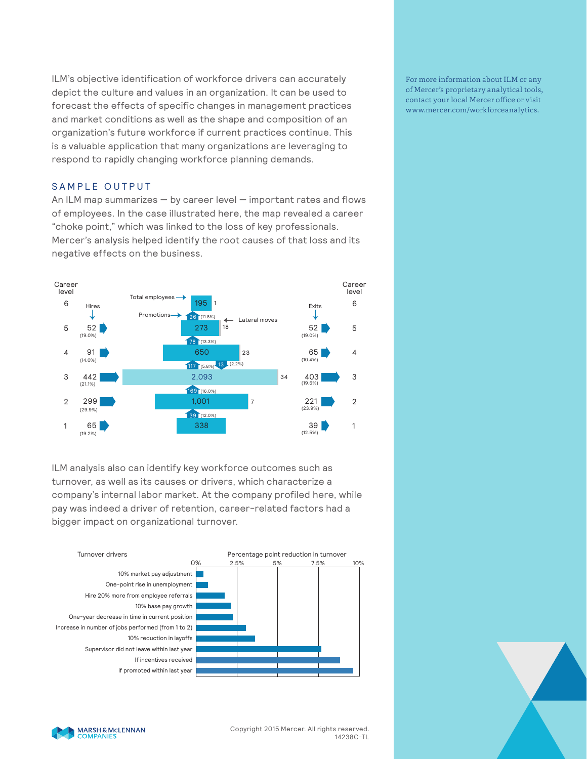ILM's objective identification of workforce drivers can accurately depict the culture and values in an organization. It can be used to forecast the effects of specific changes in management practices and market conditions as well as the shape and composition of an organization's future workforce if current practices continue. This is a valuable application that many organizations are leveraging to respond to rapidly changing workforce planning demands.

For more information about ILM or any of Mercer's proprietary analytical tools, contact your local Mercer office or visit www.mercer.com/workforceanalytics.

## SAMPLE OUTPUT

An ILM map summarizes — by career level — important rates and flows of employees. In the case illustrated here, the map revealed a career "choke point," which was linked to the loss of key professionals. Mercer's analysis helped identify the root causes of that loss and its negative effects on the business.

Career level

Hires

Total employees

Promotions

Lateral moves

Exits

Career level

6 — 195 — 1 — 6

26 (11.8%)

5 — 52 (19.0%) — 273 — 18 — 52 (19.0%) — 5

78 (13.3%)

4 — 91 (14.0%) — 650 — 23 — 65 (10.4%) — 4

117 (5.8%) — 13 (2.2%)

3 — 442 (21.1%) — 2,093 — 34 — 403 (19.6%) — 3

169 (16.0%)

2 — 299 (29.9%) — 1,001 — 7 — 221 (23.9%) — 2

39 (12.0%)

1 — 65 (19.2%) — 338 — 39 (12.5%) — 1

ILM analysis also can identify key workforce outcomes such as turnover, as well as its causes or drivers, which characterize a company's internal labor market. At the company profiled here, while pay was indeed a driver of retention, career-related factors had a bigger impact on organizational turnover.

Turnover drivers

Percentage point reduction in turnover

0%
2.5%
5%
7.5%
10%

10% market pay adjustment
One-point rise in unemployment
Hire 20% more from employee referrals
10% base pay growth
One-year decrease in time in current position
Increase in number of jobs performed (from 1 to 2)
10% reduction in layoffs
Supervisor did not leave within last year
If incentives received
If promoted within last year

Copyright 2015 Mercer. All rights reserved.
14238C-TL